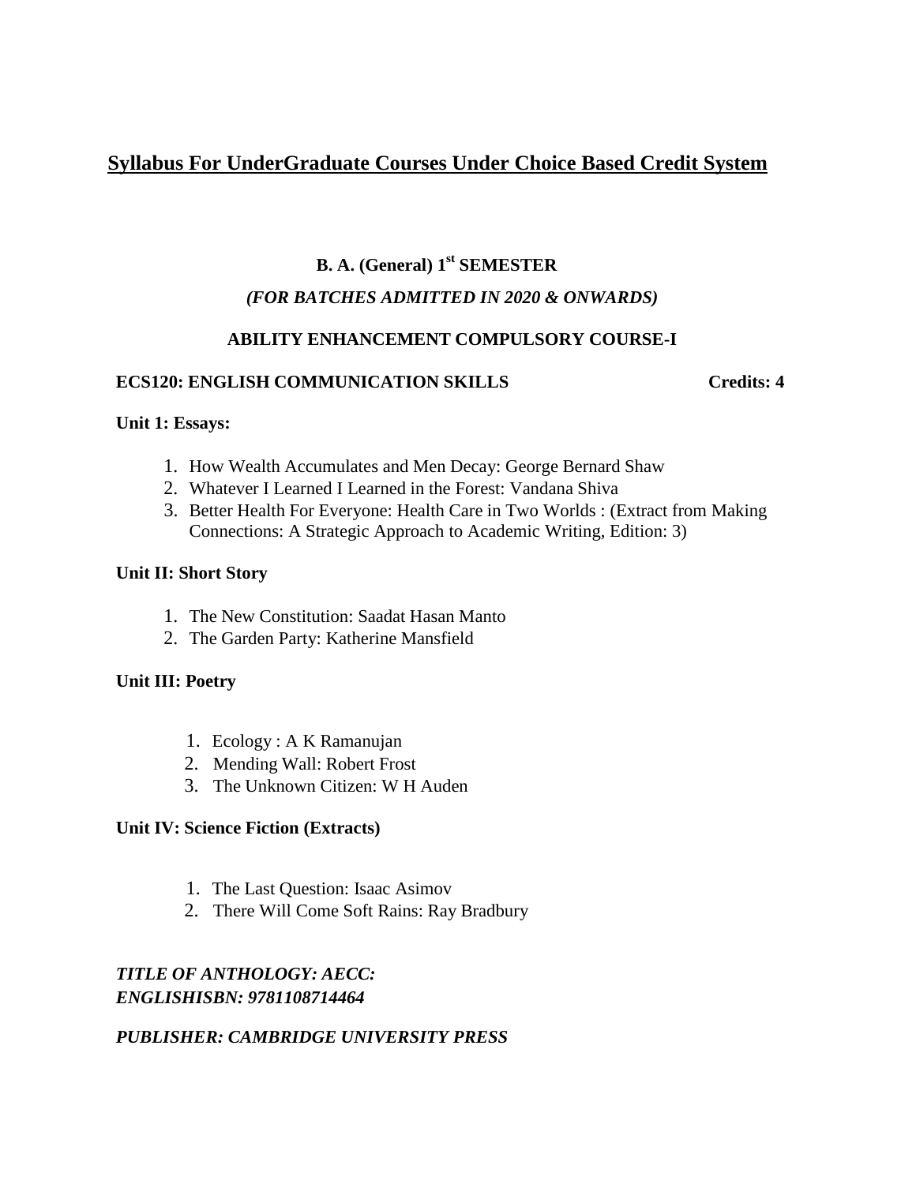# Syllabus For UnderGraduate Courses Under Choice Based Credit System

### B. A. (General) 1st SEMESTER

*(FOR BATCHES ADMITTED IN 2020 & ONWARDS)*

### ABILITY ENHANCEMENT COMPULSORY COURSE-I

**ECS120: ENGLISH COMMUNICATION SKILLS** **Credits: 4**

**Unit 1: Essays:**

1. How Wealth Accumulates and Men Decay: George Bernard Shaw
2. Whatever I Learned I Learned in the Forest: Vandana Shiva
3. Better Health For Everyone: Health Care in Two Worlds : (Extract from Making Connections: A Strategic Approach to Academic Writing, Edition: 3)

**Unit II: Short Story**

1. The New Constitution: Saadat Hasan Manto
2. The Garden Party: Katherine Mansfield

**Unit III: Poetry**

1. Ecology : A K Ramanujan
2. Mending Wall: Robert Frost
3. The Unknown Citizen: W H Auden

**Unit IV: Science Fiction (Extracts)**

1. The Last Question: Isaac Asimov
2. There Will Come Soft Rains: Ray Bradbury

***TITLE OF ANTHOLOGY: AECC: ENGLISHISBN: 9781108714464***

***PUBLISHER: CAMBRIDGE UNIVERSITY PRESS***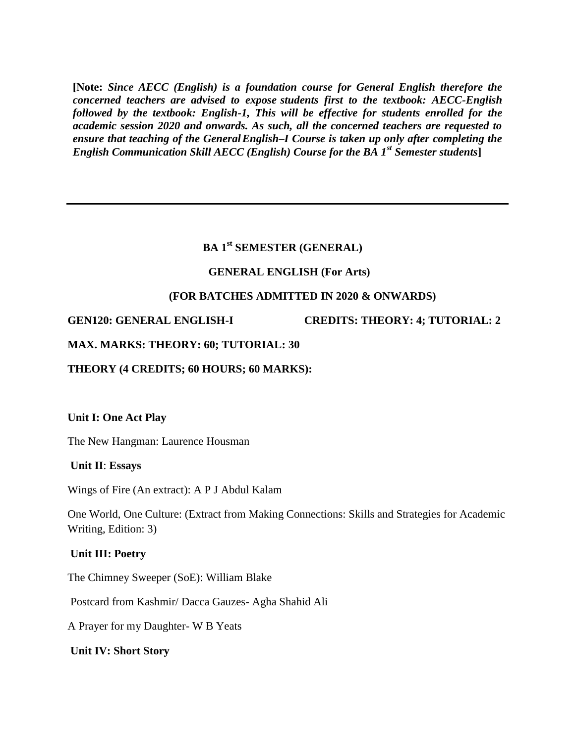**[Note:** ***Since AECC (English) is a foundation course for General English therefore the concerned teachers are advised to expose students first to the textbook: AECC-English followed by the textbook: English-1, This will be effective for students enrolled for the academic session 2020 and onwards. As such, all the concerned teachers are requested to ensure that teaching of the General English–I Course is taken up only after completing the English Communication Skill AECC (English) Course for the BA 1st Semester students*****]**

---

**BA 1st SEMESTER (GENERAL)**

**GENERAL ENGLISH (For Arts)**

**(FOR BATCHES ADMITTED IN 2020 & ONWARDS)**

**GEN120: GENERAL ENGLISH-I CREDITS: THEORY: 4; TUTORIAL: 2**

**MAX. MARKS: THEORY: 60; TUTORIAL: 30**

**THEORY (4 CREDITS; 60 HOURS; 60 MARKS):**

**Unit I: One Act Play**

The New Hangman: Laurence Housman

**Unit II**: **Essays**

Wings of Fire (An extract): A P J Abdul Kalam

One World, One Culture: (Extract from Making Connections: Skills and Strategies for Academic Writing, Edition: 3)

**Unit III: Poetry**

The Chimney Sweeper (SoE): William Blake

Postcard from Kashmir/ Dacca Gauzes- Agha Shahid Ali

A Prayer for my Daughter- W B Yeats

**Unit IV: Short Story**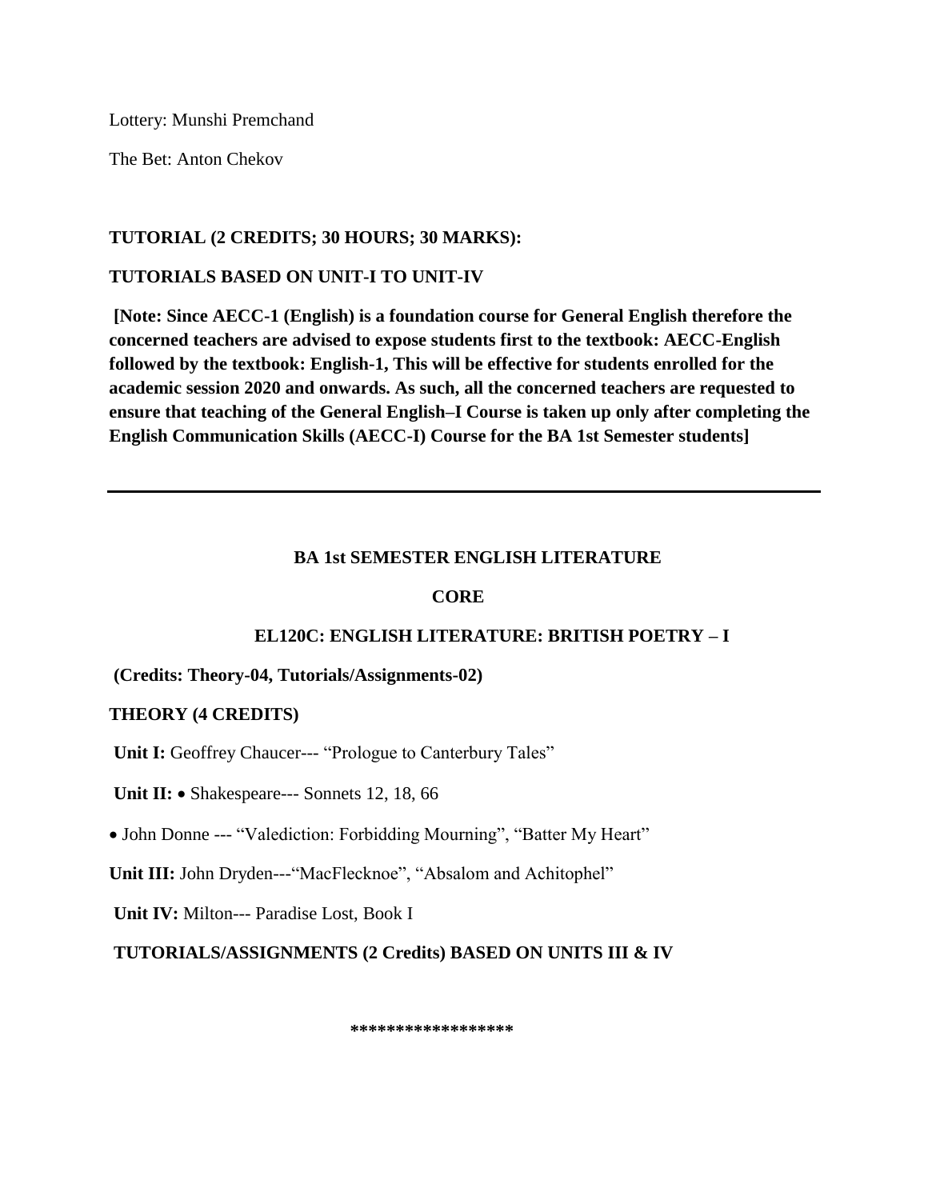Lottery: Munshi Premchand

The Bet: Anton Chekov

**TUTORIAL (2 CREDITS; 30 HOURS; 30 MARKS):**

**TUTORIALS BASED ON UNIT-I TO UNIT-IV**

**[Note: Since AECC-1 (English) is a foundation course for General English therefore the concerned teachers are advised to expose students first to the textbook: AECC-English followed by the textbook: English-1, This will be effective for students enrolled for the academic session 2020 and onwards. As such, all the concerned teachers are requested to ensure that teaching of the General English–I Course is taken up only after completing the English Communication Skills (AECC-I) Course for the BA 1st Semester students]**

---

**BA 1st SEMESTER ENGLISH LITERATURE**

**CORE**

**EL120C: ENGLISH LITERATURE: BRITISH POETRY – I**

**(Credits: Theory-04, Tutorials/Assignments-02)**

**THEORY (4 CREDITS)**

**Unit I:** Geoffrey Chaucer--- "Prologue to Canterbury Tales"

**Unit II:** • Shakespeare--- Sonnets 12, 18, 66

• John Donne --- "Valediction: Forbidding Mourning", "Batter My Heart"

**Unit III:** John Dryden---"MacFlecknoe", "Absalom and Achitophel"

**Unit IV:** Milton--- Paradise Lost, Book I

**TUTORIALS/ASSIGNMENTS (2 Credits) BASED ON UNITS III & IV**

*****************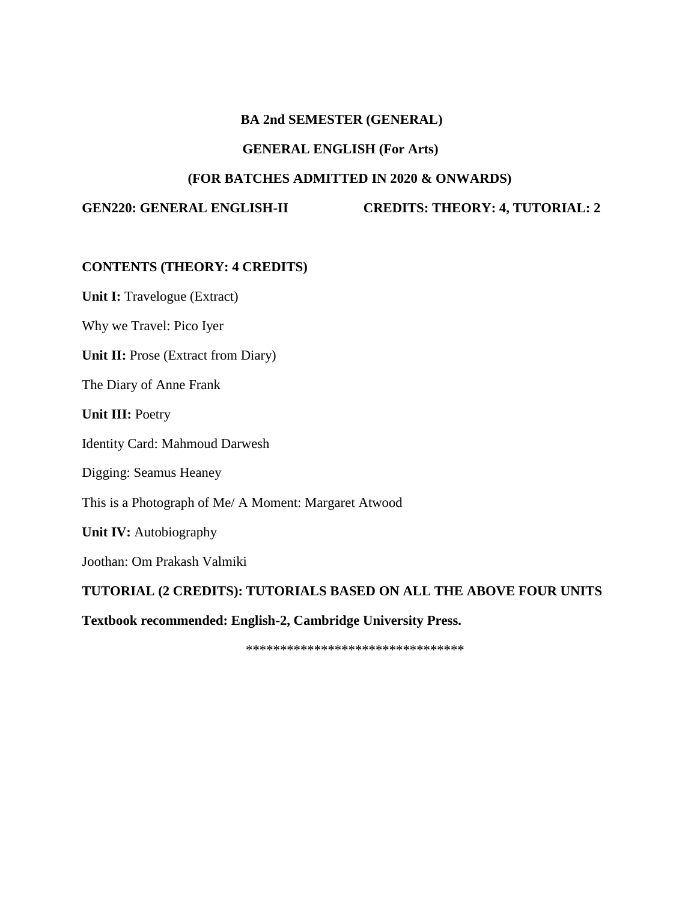**BA 2nd SEMESTER (GENERAL)**

**GENERAL ENGLISH (For Arts)**

**(FOR BATCHES ADMITTED IN 2020 & ONWARDS)**

**GEN220: GENERAL ENGLISH-II CREDITS: THEORY: 4, TUTORIAL: 2**

**CONTENTS (THEORY: 4 CREDITS)**

**Unit I:** Travelogue (Extract)

Why we Travel: Pico Iyer

**Unit II:** Prose (Extract from Diary)

The Diary of Anne Frank

**Unit III:** Poetry

Identity Card: Mahmoud Darwesh

Digging: Seamus Heaney

This is a Photograph of Me/ A Moment: Margaret Atwood

**Unit IV:** Autobiography

Joothan: Om Prakash Valmiki

**TUTORIAL (2 CREDITS): TUTORIALS BASED ON ALL THE ABOVE FOUR UNITS**

**Textbook recommended: English-2, Cambridge University Press.**

*******************************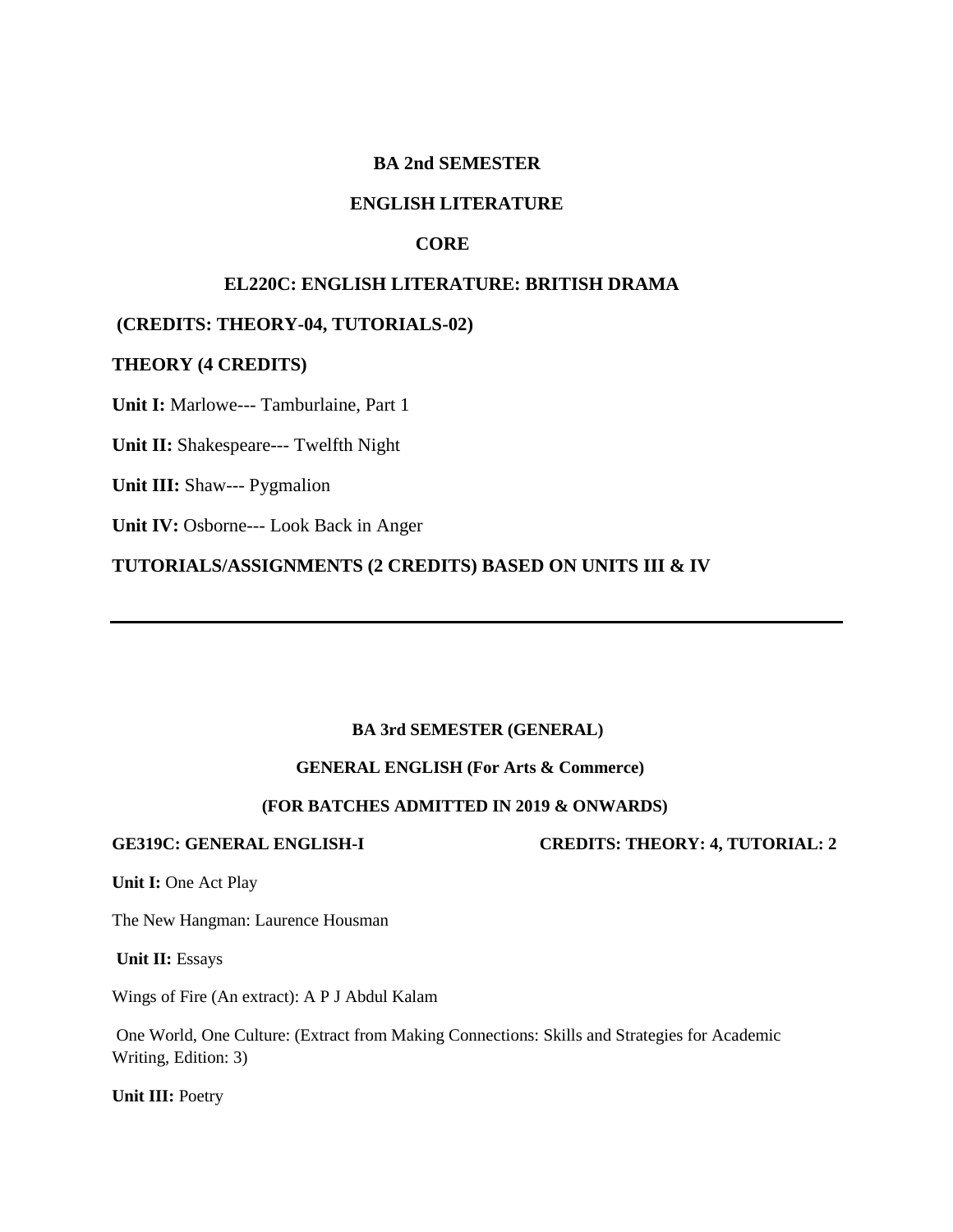**BA 2nd SEMESTER**

**ENGLISH LITERATURE**

**CORE**

**EL220C: ENGLISH LITERATURE: BRITISH DRAMA**

**(CREDITS: THEORY-04, TUTORIALS-02)**

**THEORY (4 CREDITS)**

**Unit I:** Marlowe--- Tamburlaine, Part 1

**Unit II:** Shakespeare--- Twelfth Night

**Unit III:** Shaw--- Pygmalion

**Unit IV:** Osborne--- Look Back in Anger

**TUTORIALS/ASSIGNMENTS (2 CREDITS) BASED ON UNITS III & IV**

---

**BA 3rd SEMESTER (GENERAL)**

**GENERAL ENGLISH (For Arts & Commerce)**

**(FOR BATCHES ADMITTED IN 2019 & ONWARDS)**

**GE319C: GENERAL ENGLISH-I** **CREDITS: THEORY: 4, TUTORIAL: 2**

**Unit I:** One Act Play

The New Hangman: Laurence Housman

**Unit II:** Essays

Wings of Fire (An extract): A P J Abdul Kalam

One World, One Culture: (Extract from Making Connections: Skills and Strategies for Academic Writing, Edition: 3)

**Unit III:** Poetry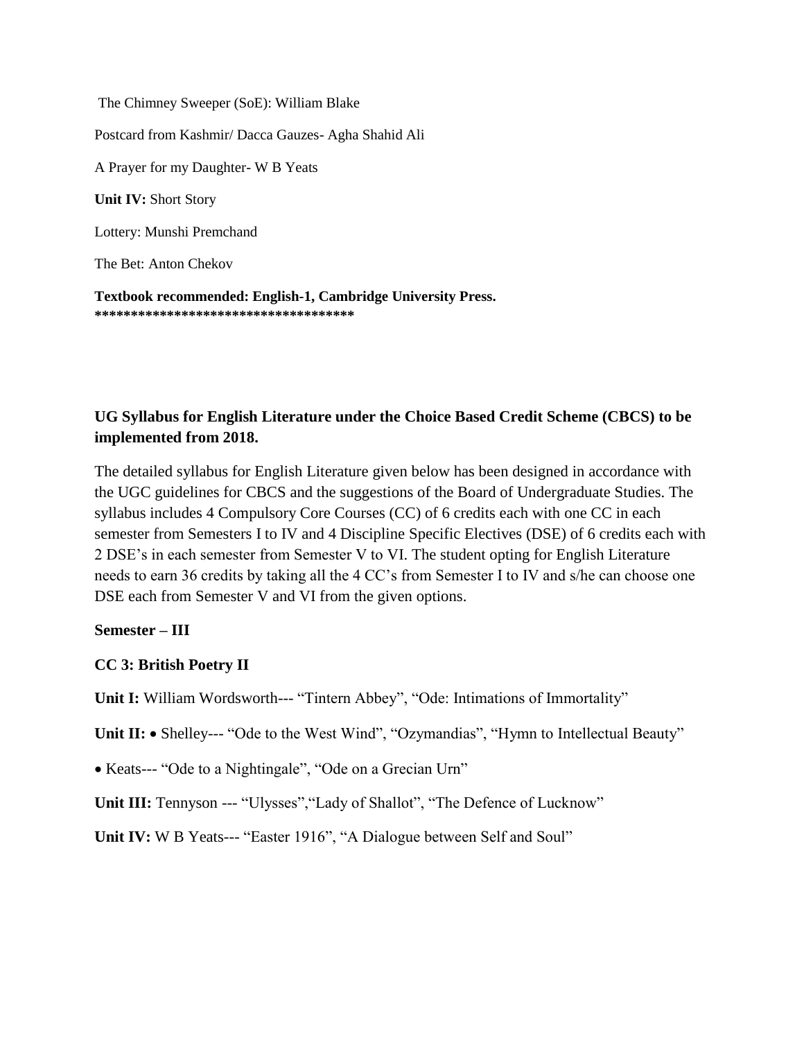The Chimney Sweeper (SoE): William Blake

Postcard from Kashmir/ Dacca Gauzes- Agha Shahid Ali

A Prayer for my Daughter- W B Yeats

**Unit IV:** Short Story

Lottery: Munshi Premchand

The Bet: Anton Chekov

**Textbook recommended: English-1, Cambridge University Press.**
**************************************

### UG Syllabus for English Literature under the Choice Based Credit Scheme (CBCS) to be implemented from 2018.

The detailed syllabus for English Literature given below has been designed in accordance with the UGC guidelines for CBCS and the suggestions of the Board of Undergraduate Studies. The syllabus includes 4 Compulsory Core Courses (CC) of 6 credits each with one CC in each semester from Semesters I to IV and 4 Discipline Specific Electives (DSE) of 6 credits each with 2 DSE's in each semester from Semester V to VI. The student opting for English Literature needs to earn 36 credits by taking all the 4 CC's from Semester I to IV and s/he can choose one DSE each from Semester V and VI from the given options.

**Semester – III**

**CC 3: British Poetry II**

**Unit I:** William Wordsworth--- "Tintern Abbey", "Ode: Intimations of Immortality"

**Unit II:** • Shelley--- "Ode to the West Wind", "Ozymandias", "Hymn to Intellectual Beauty"

• Keats--- "Ode to a Nightingale", "Ode on a Grecian Urn"

**Unit III:** Tennyson --- "Ulysses","Lady of Shallot", "The Defence of Lucknow"

**Unit IV:** W B Yeats--- "Easter 1916", "A Dialogue between Self and Soul"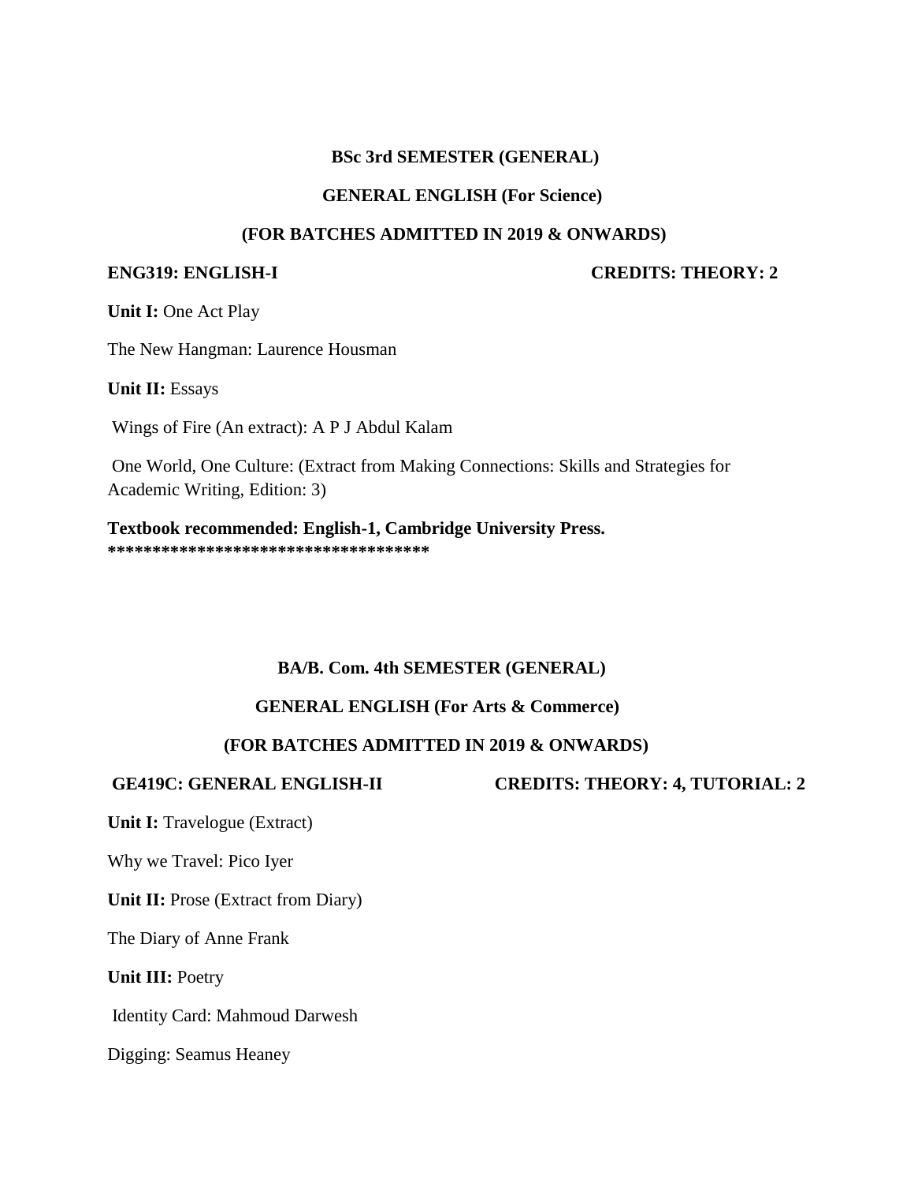**BSc 3rd SEMESTER (GENERAL)**

**GENERAL ENGLISH (For Science)**

**(FOR BATCHES ADMITTED IN 2019 & ONWARDS)**

**ENG319: ENGLISH-I** **CREDITS: THEORY: 2**

**Unit I:** One Act Play

The New Hangman: Laurence Housman

**Unit II:** Essays

Wings of Fire (An extract): A P J Abdul Kalam

One World, One Culture: (Extract from Making Connections: Skills and Strategies for Academic Writing, Edition: 3)

**Textbook recommended: English-1, Cambridge University Press.**
**************************************

**BA/B. Com. 4th SEMESTER (GENERAL)**

**GENERAL ENGLISH (For Arts & Commerce)**

**(FOR BATCHES ADMITTED IN 2019 & ONWARDS)**

**GE419C: GENERAL ENGLISH-II** **CREDITS: THEORY: 4, TUTORIAL: 2**

**Unit I:** Travelogue (Extract)

Why we Travel: Pico Iyer

**Unit II:** Prose (Extract from Diary)

The Diary of Anne Frank

**Unit III:** Poetry

Identity Card: Mahmoud Darwesh

Digging: Seamus Heaney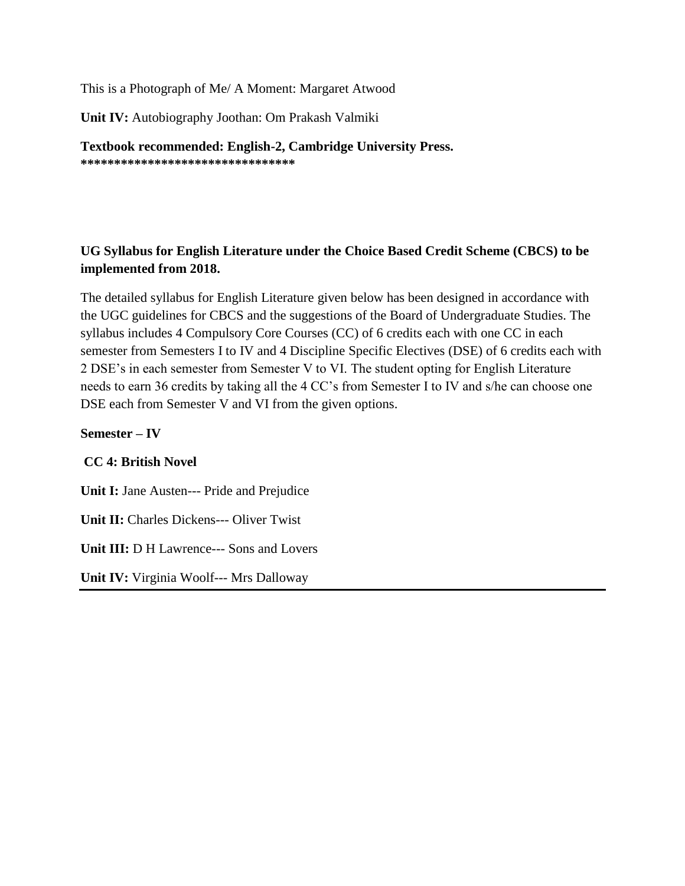This is a Photograph of Me/ A Moment: Margaret Atwood

**Unit IV:** Autobiography Joothan: Om Prakash Valmiki

**Textbook recommended: English-2, Cambridge University Press.**
**********************************

**UG Syllabus for English Literature under the Choice Based Credit Scheme (CBCS) to be implemented from 2018.**

The detailed syllabus for English Literature given below has been designed in accordance with the UGC guidelines for CBCS and the suggestions of the Board of Undergraduate Studies. The syllabus includes 4 Compulsory Core Courses (CC) of 6 credits each with one CC in each semester from Semesters I to IV and 4 Discipline Specific Electives (DSE) of 6 credits each with 2 DSE's in each semester from Semester V to VI. The student opting for English Literature needs to earn 36 credits by taking all the 4 CC's from Semester I to IV and s/he can choose one DSE each from Semester V and VI from the given options.

**Semester – IV**

**CC 4: British Novel**

**Unit I:** Jane Austen--- Pride and Prejudice

**Unit II:** Charles Dickens--- Oliver Twist

**Unit III:** D H Lawrence--- Sons and Lovers

**Unit IV:** Virginia Woolf--- Mrs Dalloway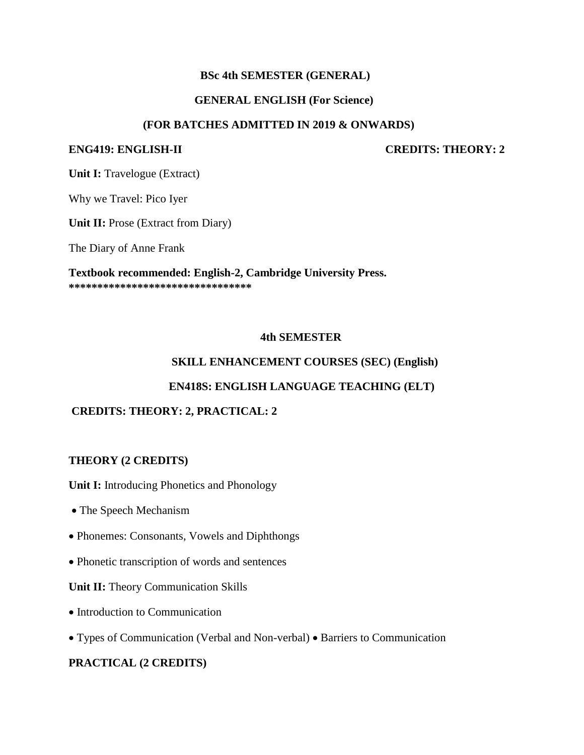**BSc 4th SEMESTER (GENERAL)**

**GENERAL ENGLISH (For Science)**

**(FOR BATCHES ADMITTED IN 2019 & ONWARDS)**

**ENG419: ENGLISH-II** **CREDITS: THEORY: 2**

**Unit I:** Travelogue (Extract)

Why we Travel: Pico Iyer

**Unit II:** Prose (Extract from Diary)

The Diary of Anne Frank

**Textbook recommended: English-2, Cambridge University Press.**
*********************************

**4th SEMESTER**

**SKILL ENHANCEMENT COURSES (SEC) (English)**

**EN418S: ENGLISH LANGUAGE TEACHING (ELT)**

**CREDITS: THEORY: 2, PRACTICAL: 2**

**THEORY (2 CREDITS)**

**Unit I:** Introducing Phonetics and Phonology

- The Speech Mechanism
- Phonemes: Consonants, Vowels and Diphthongs
- Phonetic transcription of words and sentences

**Unit II:** Theory Communication Skills

- Introduction to Communication
- Types of Communication (Verbal and Non-verbal) • Barriers to Communication

**PRACTICAL (2 CREDITS)**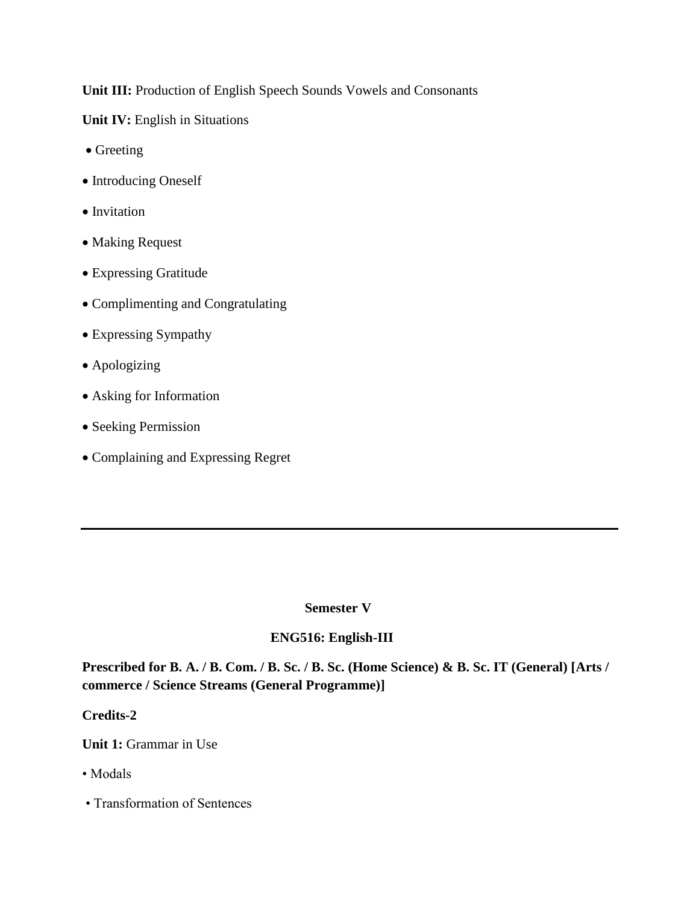**Unit III:** Production of English Speech Sounds Vowels and Consonants

**Unit IV:** English in Situations

- Greeting
- Introducing Oneself
- Invitation
- Making Request
- Expressing Gratitude
- Complimenting and Congratulating
- Expressing Sympathy
- Apologizing
- Asking for Information
- Seeking Permission
- Complaining and Expressing Regret

---

**Semester V**

**ENG516: English-III**

**Prescribed for B. A. / B. Com. / B. Sc. / B. Sc. (Home Science) & B. Sc. IT (General) [Arts / commerce / Science Streams (General Programme)]**

**Credits-2**

**Unit 1:** Grammar in Use

- Modals
- Transformation of Sentences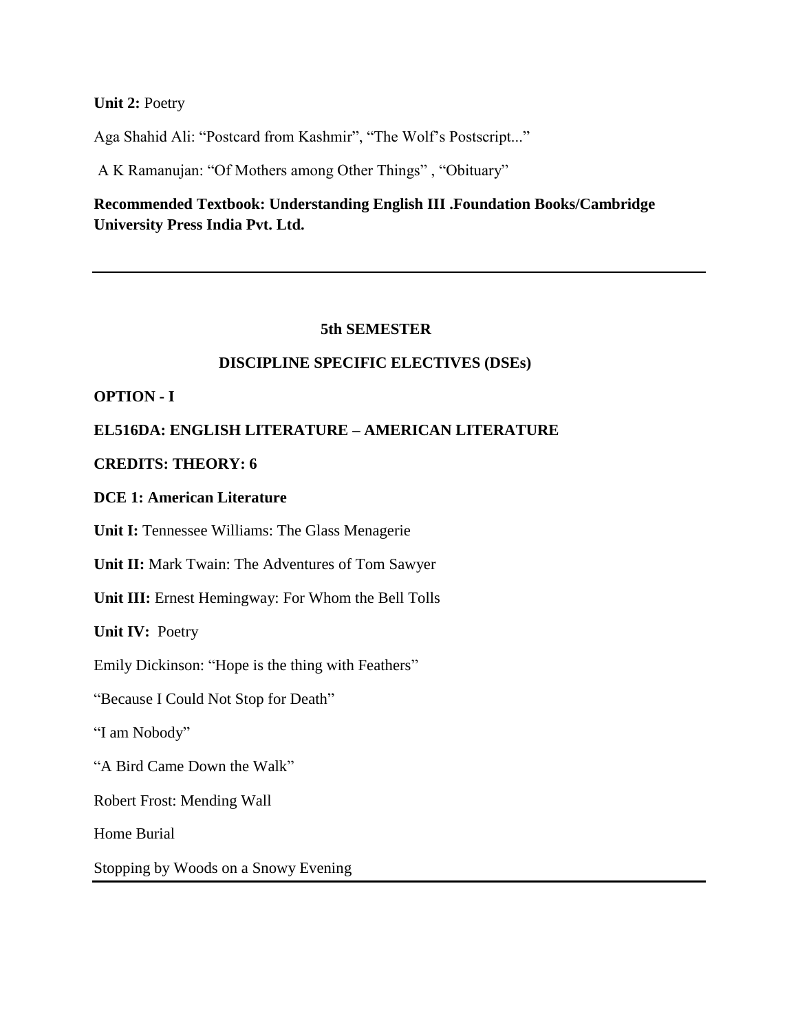**Unit 2:** Poetry

Aga Shahid Ali: "Postcard from Kashmir", "The Wolf's Postscript..."

A K Ramanujan: "Of Mothers among Other Things" , "Obituary"

**Recommended Textbook: Understanding English III .Foundation Books/Cambridge University Press India Pvt. Ltd.**

---

**5th SEMESTER**

**DISCIPLINE SPECIFIC ELECTIVES (DSEs)**

**OPTION - I**

**EL516DA: ENGLISH LITERATURE – AMERICAN LITERATURE**

**CREDITS: THEORY: 6**

**DCE 1: American Literature**

**Unit I:** Tennessee Williams: The Glass Menagerie

**Unit II:** Mark Twain: The Adventures of Tom Sawyer

**Unit III:** Ernest Hemingway: For Whom the Bell Tolls

**Unit IV:** Poetry

Emily Dickinson: "Hope is the thing with Feathers"

"Because I Could Not Stop for Death"

"I am Nobody"

"A Bird Came Down the Walk"

Robert Frost: Mending Wall

Home Burial

Stopping by Woods on a Snowy Evening

---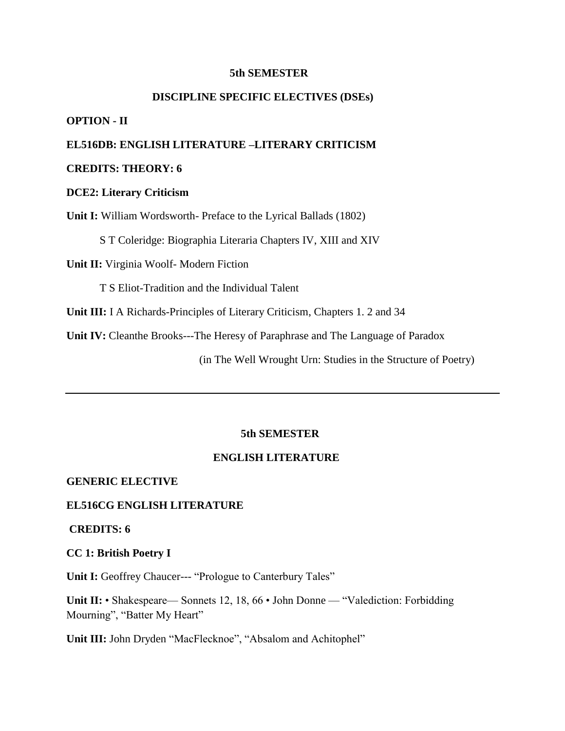**5th SEMESTER**

**DISCIPLINE SPECIFIC ELECTIVES (DSEs)**

**OPTION - II**

**EL516DB: ENGLISH LITERATURE –LITERARY CRITICISM**

**CREDITS: THEORY: 6**

**DCE2: Literary Criticism**

**Unit I:** William Wordsworth- Preface to the Lyrical Ballads (1802)

S T Coleridge: Biographia Literaria Chapters IV, XIII and XIV

**Unit II:** Virginia Woolf- Modern Fiction

T S Eliot-Tradition and the Individual Talent

**Unit III:** I A Richards-Principles of Literary Criticism, Chapters 1. 2 and 34

**Unit IV:** Cleanthe Brooks---The Heresy of Paraphrase and The Language of Paradox

(in The Well Wrought Urn: Studies in the Structure of Poetry)

---

**5th SEMESTER**

**ENGLISH LITERATURE**

**GENERIC ELECTIVE**

**EL516CG ENGLISH LITERATURE**

**CREDITS: 6**

**CC 1: British Poetry I**

**Unit I:** Geoffrey Chaucer--- "Prologue to Canterbury Tales"

**Unit II:** • Shakespeare— Sonnets 12, 18, 66 • John Donne — "Valediction: Forbidding Mourning", "Batter My Heart"

**Unit III:** John Dryden "MacFlecknoe", "Absalom and Achitophel"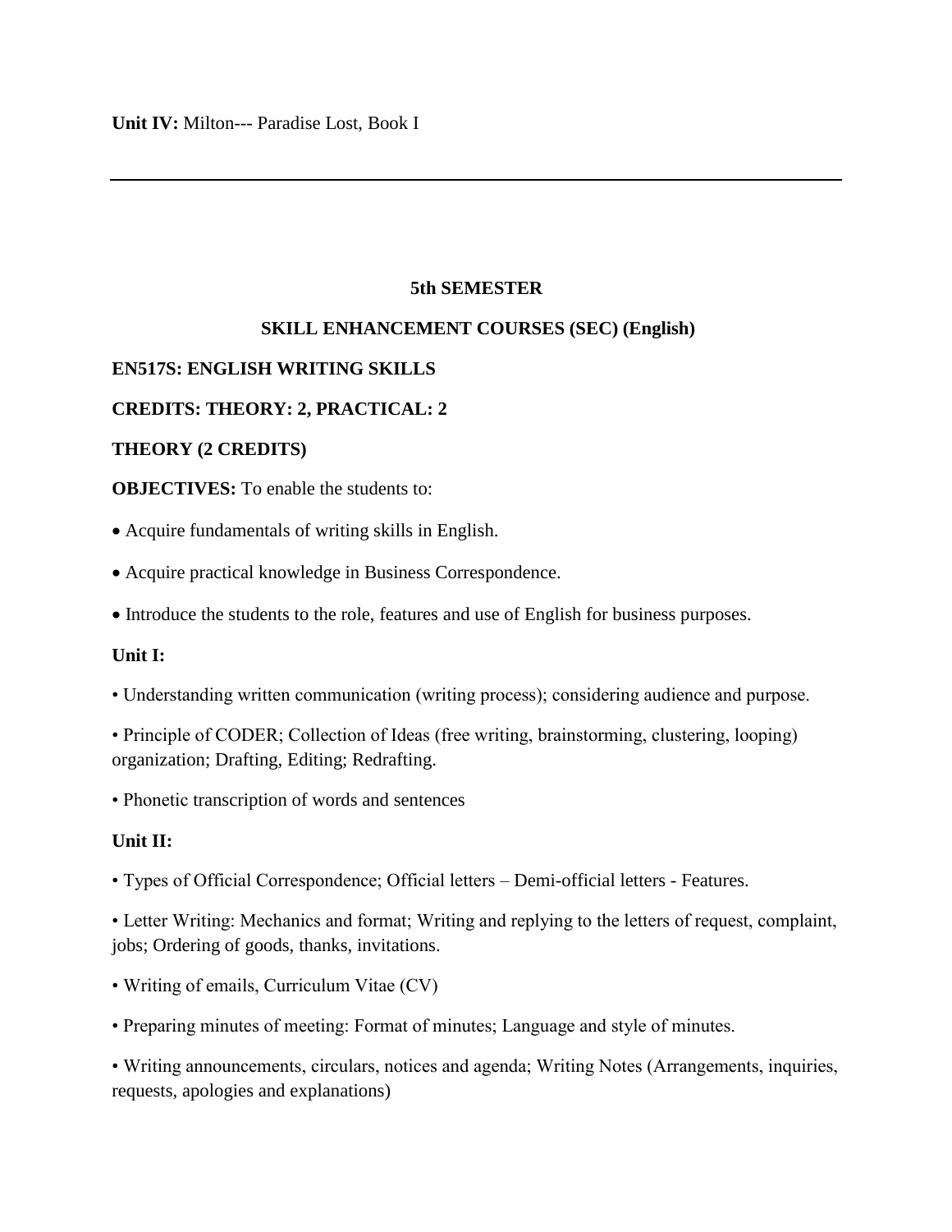**Unit IV:** Milton--- Paradise Lost, Book I

---

**5th SEMESTER**

**SKILL ENHANCEMENT COURSES (SEC) (English)**

**EN517S: ENGLISH WRITING SKILLS**

**CREDITS: THEORY: 2, PRACTICAL: 2**

**THEORY (2 CREDITS)**

**OBJECTIVES:** To enable the students to:

- Acquire fundamentals of writing skills in English.
- Acquire practical knowledge in Business Correspondence.
- Introduce the students to the role, features and use of English for business purposes.

**Unit I:**

- Understanding written communication (writing process); considering audience and purpose.
- Principle of CODER; Collection of Ideas (free writing, brainstorming, clustering, looping) organization; Drafting, Editing; Redrafting.
- Phonetic transcription of words and sentences

**Unit II:**

- Types of Official Correspondence; Official letters – Demi-official letters - Features.
- Letter Writing: Mechanics and format; Writing and replying to the letters of request, complaint, jobs; Ordering of goods, thanks, invitations.
- Writing of emails, Curriculum Vitae (CV)
- Preparing minutes of meeting: Format of minutes; Language and style of minutes.
- Writing announcements, circulars, notices and agenda; Writing Notes (Arrangements, inquiries, requests, apologies and explanations)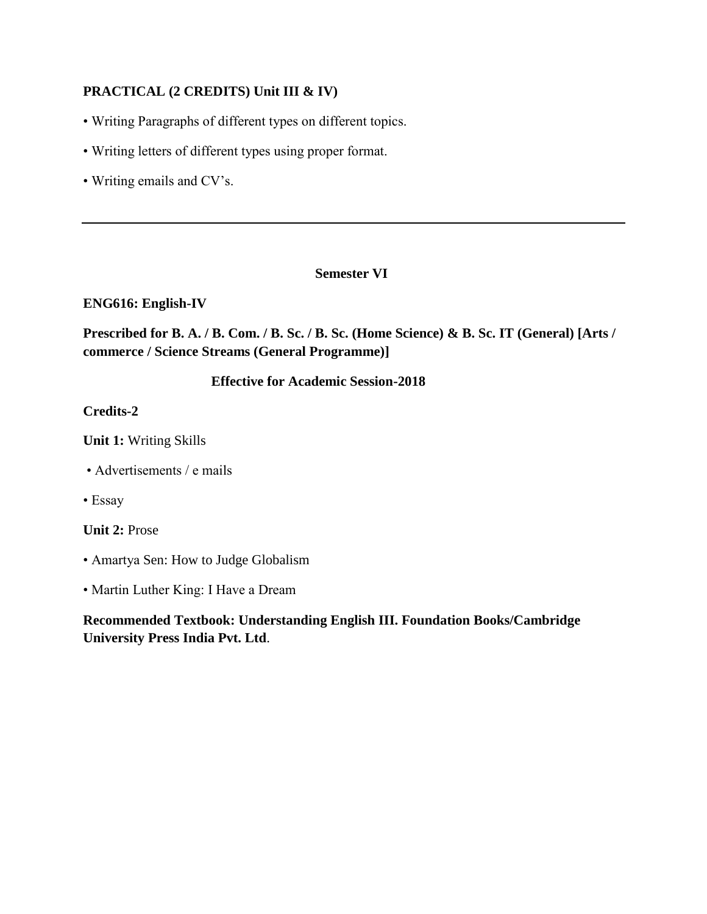**PRACTICAL (2 CREDITS) Unit III & IV)**

- Writing Paragraphs of different types on different topics.
- Writing letters of different types using proper format.
- Writing emails and CV's.

---

**Semester VI**

**ENG616: English-IV**

**Prescribed for B. A. / B. Com. / B. Sc. / B. Sc. (Home Science) & B. Sc. IT (General) [Arts / commerce / Science Streams (General Programme)]**

**Effective for Academic Session-2018**

**Credits-2**

**Unit 1:** Writing Skills

- Advertisements / e mails
- Essay

**Unit 2:** Prose

- Amartya Sen: How to Judge Globalism
- Martin Luther King: I Have a Dream

**Recommended Textbook: Understanding English III. Foundation Books/Cambridge University Press India Pvt. Ltd**.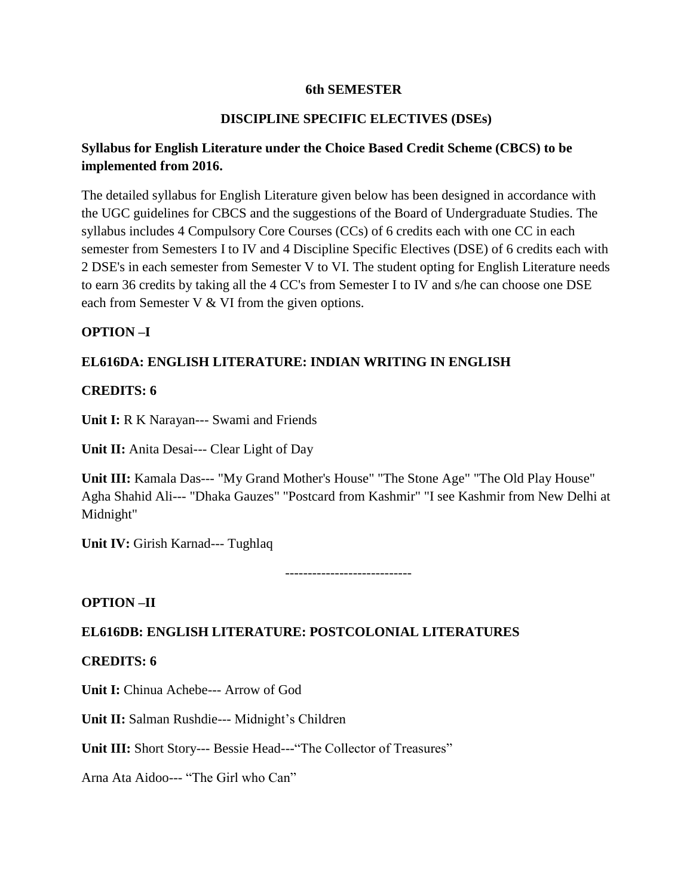**6th SEMESTER**

**DISCIPLINE SPECIFIC ELECTIVES (DSEs)**

**Syllabus for English Literature under the Choice Based Credit Scheme (CBCS) to be implemented from 2016.**

The detailed syllabus for English Literature given below has been designed in accordance with the UGC guidelines for CBCS and the suggestions of the Board of Undergraduate Studies. The syllabus includes 4 Compulsory Core Courses (CCs) of 6 credits each with one CC in each semester from Semesters I to IV and 4 Discipline Specific Electives (DSE) of 6 credits each with 2 DSE's in each semester from Semester V to VI. The student opting for English Literature needs to earn 36 credits by taking all the 4 CC's from Semester I to IV and s/he can choose one DSE each from Semester V & VI from the given options.

**OPTION –I**

**EL616DA: ENGLISH LITERATURE: INDIAN WRITING IN ENGLISH**

**CREDITS: 6**

**Unit I:** R K Narayan--- Swami and Friends

**Unit II:** Anita Desai--- Clear Light of Day

**Unit III:** Kamala Das--- "My Grand Mother's House" "The Stone Age" "The Old Play House" Agha Shahid Ali--- "Dhaka Gauzes" "Postcard from Kashmir" "I see Kashmir from New Delhi at Midnight"

**Unit IV:** Girish Karnad--- Tughlaq

---------------------------

**OPTION –II**

**EL616DB: ENGLISH LITERATURE: POSTCOLONIAL LITERATURES**

**CREDITS: 6**

**Unit I:** Chinua Achebe--- Arrow of God

**Unit II:** Salman Rushdie--- Midnight's Children

**Unit III:** Short Story--- Bessie Head---"The Collector of Treasures"

Arna Ata Aidoo--- "The Girl who Can"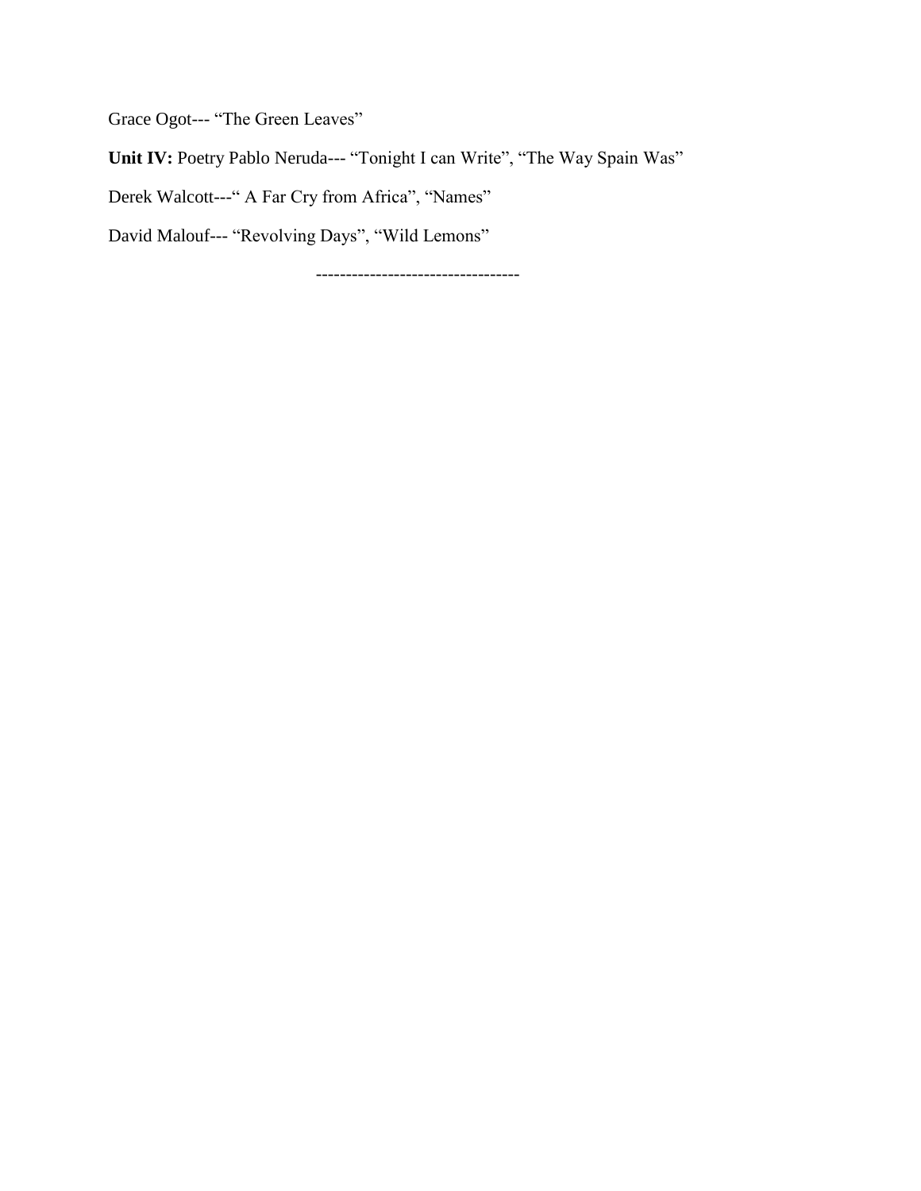Grace Ogot--- “The Green Leaves”

**Unit IV:** Poetry Pablo Neruda--- “Tonight I can Write”, “The Way Spain Was”

Derek Walcott---“ A Far Cry from Africa”, “Names”

David Malouf--- “Revolving Days”, “Wild Lemons”

----------------------------------